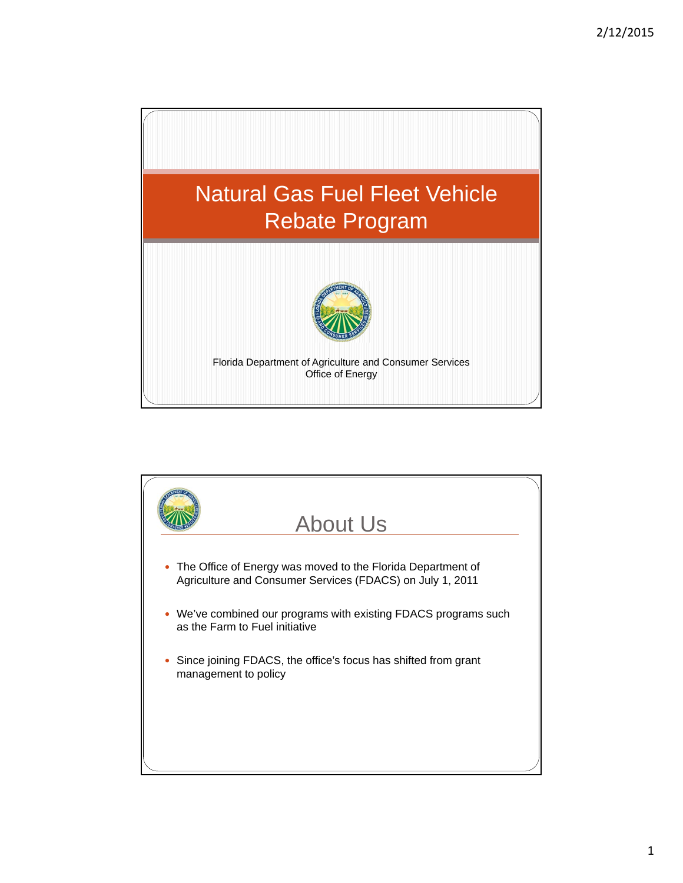# Natural Gas Fuel Fleet Vehicle Rebate Program

Florida Department of Agriculture and Consumer Services
Office of Energy

## About Us

- The Office of Energy was moved to the Florida Department of Agriculture and Consumer Services (FDACS) on July 1, 2011
- We've combined our programs with existing FDACS programs such as the Farm to Fuel initiative
- Since joining FDACS, the office's focus has shifted from grant management to policy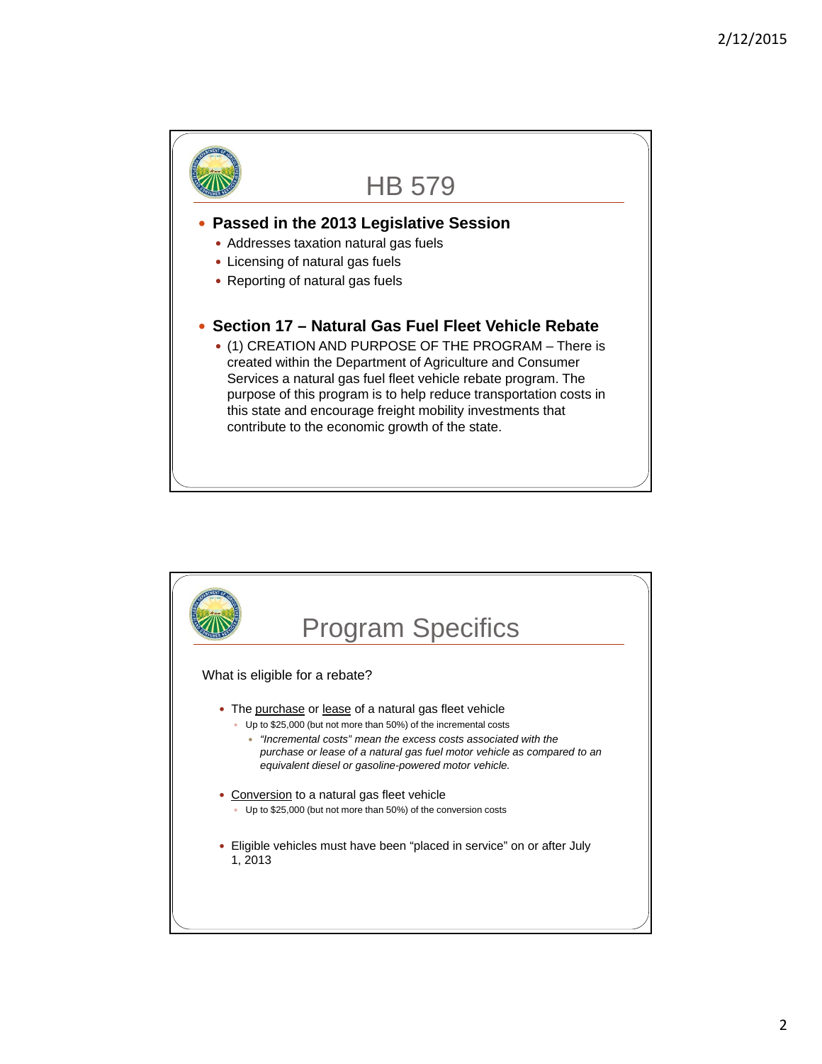## HB 579

- **Passed in the 2013 Legislative Session**
  - Addresses taxation natural gas fuels
  - Licensing of natural gas fuels
  - Reporting of natural gas fuels

- **Section 17 – Natural Gas Fuel Fleet Vehicle Rebate**
  - (1) CREATION AND PURPOSE OF THE PROGRAM – There is created within the Department of Agriculture and Consumer Services a natural gas fuel fleet vehicle rebate program. The purpose of this program is to help reduce transportation costs in this state and encourage freight mobility investments that contribute to the economic growth of the state.

## Program Specifics

What is eligible for a rebate?

- The purchase or lease of a natural gas fleet vehicle
  - Up to $25,000 (but not more than 50%) of the incremental costs
    - *"Incremental costs" mean the excess costs associated with the purchase or lease of a natural gas fuel motor vehicle as compared to an equivalent diesel or gasoline-powered motor vehicle.*

- Conversion to a natural gas fleet vehicle
  - Up to $25,000 (but not more than 50%) of the conversion costs

- Eligible vehicles must have been "placed in service" on or after July 1, 2013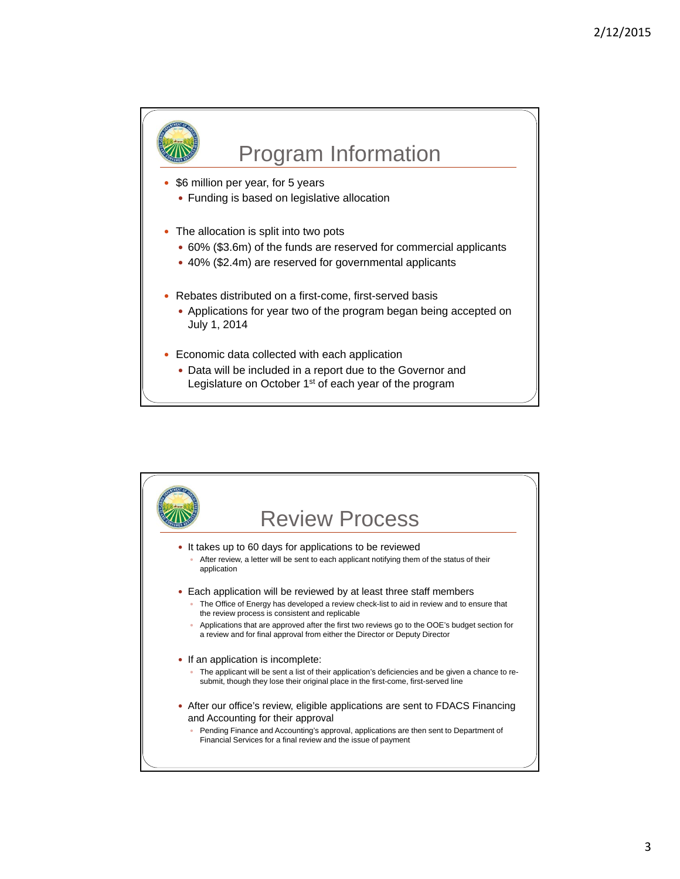## Program Information

- $6 million per year, for 5 years
  - Funding is based on legislative allocation
- The allocation is split into two pots
  - 60% ($3.6m) of the funds are reserved for commercial applicants
  - 40% ($2.4m) are reserved for governmental applicants
- Rebates distributed on a first-come, first-served basis
  - Applications for year two of the program began being accepted on July 1, 2014
- Economic data collected with each application
  - Data will be included in a report due to the Governor and Legislature on October 1st of each year of the program

## Review Process

- It takes up to 60 days for applications to be reviewed
  - After review, a letter will be sent to each applicant notifying them of the status of their application
- Each application will be reviewed by at least three staff members
  - The Office of Energy has developed a review check-list to aid in review and to ensure that the review process is consistent and replicable
  - Applications that are approved after the first two reviews go to the OOE's budget section for a review and for final approval from either the Director or Deputy Director
- If an application is incomplete:
  - The applicant will be sent a list of their application's deficiencies and be given a chance to re-submit, though they lose their original place in the first-come, first-served line
- After our office's review, eligible applications are sent to FDACS Financing and Accounting for their approval
  - Pending Finance and Accounting's approval, applications are then sent to Department of Financial Services for a final review and the issue of payment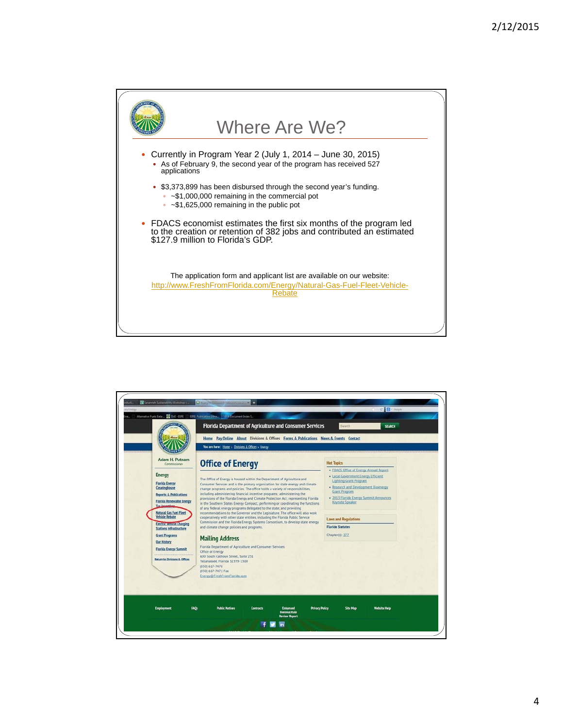# Where Are We?

- Currently in Program Year 2 (July 1, 2014 – June 30, 2015)
  - As of February 9, the second year of the program has received 527 applications
  - $3,373,899 has been disbursed through the second year's funding.
    - ~$1,000,000 remaining in the commercial pot
    - ~$1,625,000 remaining in the public pot
- FDACS economist estimates the first six months of the program led to the creation or retention of 382 jobs and contributed an estimated $127.9 million to Florida's GDP.

The application form and applicant list are available on our website:
http://www.FreshFromFlorida.com/Energy/Natural-Gas-Fuel-Fleet-Vehicle-Rebate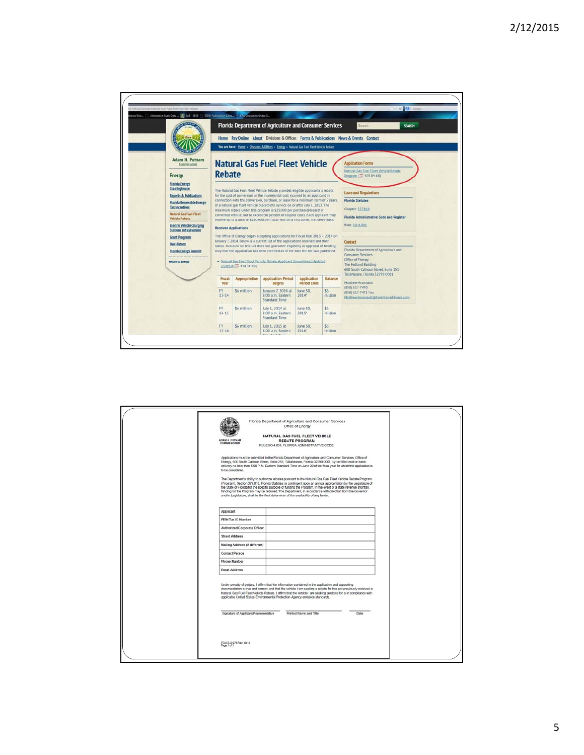Florida Department of Agriculture and Consumer Services

Home | Pay Online | About | Divisions & Offices | Forms & Publications | News & Events | Contact

You are here: Home > Divisions & Offices > Energy > Natural Gas Fuel Fleet Vehicle Rebate

Adam H. Putnam
Commissioner

**Energy**

- Florida Energy Clearinghouse
- Reports & Publications
- Florida Renewable Energy Tax Incentives
- Natural Gas Fuel Fleet Vehicle Rebate
- Electric Vehicle Charging Stations Infrastructure
- Grant Programs
- Our History
- Florida Energy Summit

Return to Energy

# Natural Gas Fuel Fleet Vehicle Rebate

The Natural Gas Fuel Fleet Vehicle Rebate provides eligible applicants a rebate for the cost of conversion or the incremental cost incurred by an applicant in connection with the conversion, purchase, or lease for a minimum term of 5 years, of a natural gas fleet vehicle placed into service on or after July 1, 2013. The maximum rebate under this program is $25,000 per purchased/leased or converted vehicle, not to exceed 50 percent of eligible costs. Each applicant may receive up to a total of $250,000 per fiscal year on a first come, first serve basis.

**Received Applications**

The Office of Energy began accepting applications for Fiscal Year 2013 – 2014 on January 7, 2014. Below is a current list of the applications received and their status. Inclusion on this list does not guarantee eligibility or approval of funding, only that the application has been received as of the date the list was published.

- Natural Gas Fuel Fleet Vehicle Rebate Applicant Spreadsheet Updated 2/28/14 114.34 KB

| Fiscal Year | Appropriation | Application Period Begins | Application Period Ends | Balance |
|---|---|---|---|---|
| FY 13-14 | $6 million | January 7, 2014 at 8:00 a.m. Eastern Standard Time | June 30, 2014* | $6 million |
| FY 14-15 | $6 million | July 1, 2014 at 8:00 a.m. Eastern Standard Time | June 30, 2015* | $6 million |
| FY 15-16 | $6 million | July 1, 2015 at 8:00 a.m. Eastern Standard Time | June 30, 2016* | $6 million |

**Application Forms**

Natural Gas Fuel Fleet Vehicle Rebate Program 105.89 KB

**Laws and Regulations**

**Florida Statutes**

Chapter: 377.810

**Florida Administrative Code and Register**

Rule: 5O-4.001

**Contact**

Florida Department of Agriculture and Consumer Services
Office of Energy
The Holland Building
600 South Calhoun Street, Suite 251
Tallahassee, Florida 32399-0001

Matthew Arsenault
(850) 617-7470
(850) 617-7471 Fax
Matthew.Arsenault@FreshFromFlorida.com

---

Florida Department of Agriculture and Consumer Services
Office of Energy

ADAM H. PUTNAM
COMMISSIONER

**NATURAL GAS FUEL FLEET VEHICLE REBATE PROGRAM**
RULE 5O-4.001, FLORIDA ADMINISTRATIVE CODE

Applications must be submitted to the Florida Department of Agriculture and Consumer Services, Office of Energy, 600 South Calhoun Street, Suite 251, Tallahassee, Florida 32399-0001, by certified mail or hand-delivery no later than 5:00 P.M. Eastern Standard Time on June 30 of the fiscal year for which this application is to be considered.

The Department's ability to authorize rebates pursuant to the Natural Gas Fuel Fleet Vehicle Rebate Program (Program), Section 377.810, Florida Statutes, is contingent upon an annual appropriation by the Legislature of the State of Florida for the specific purpose of funding the Program. In the event of a state revenue shortfall, funding for the Program may be reduced. The Department, in accordance with direction from the Governor and/or Legislature, shall be the final determiner of the availability of any funds.

| | |
|---|---|
| Applicant | |
| FEIN/Tax ID Number | |
| Authorized Corporate Officer | |
| Street Address | |
| Mailing Address (if different) | |
| Contact Person | |
| Phone Number | |
| Email Address | |

Under penalty of perjury, I affirm that the information contained in the application and supporting documentation is true and correct, and that the vehicle I am seeking a rebate for has not previously received a Natural Gas Fuel Fleet Vehicle Rebate. I affirm that the vehicle I am seeking a rebate for is in compliance with applicable United States Environmental Protection Agency emission standards.

Signature of Applicant/Representative &nbsp;&nbsp;&nbsp; Printed Name and Title &nbsp;&nbsp;&nbsp; Date

FDACS-01976 Rev. 10/13
Page 1 of 3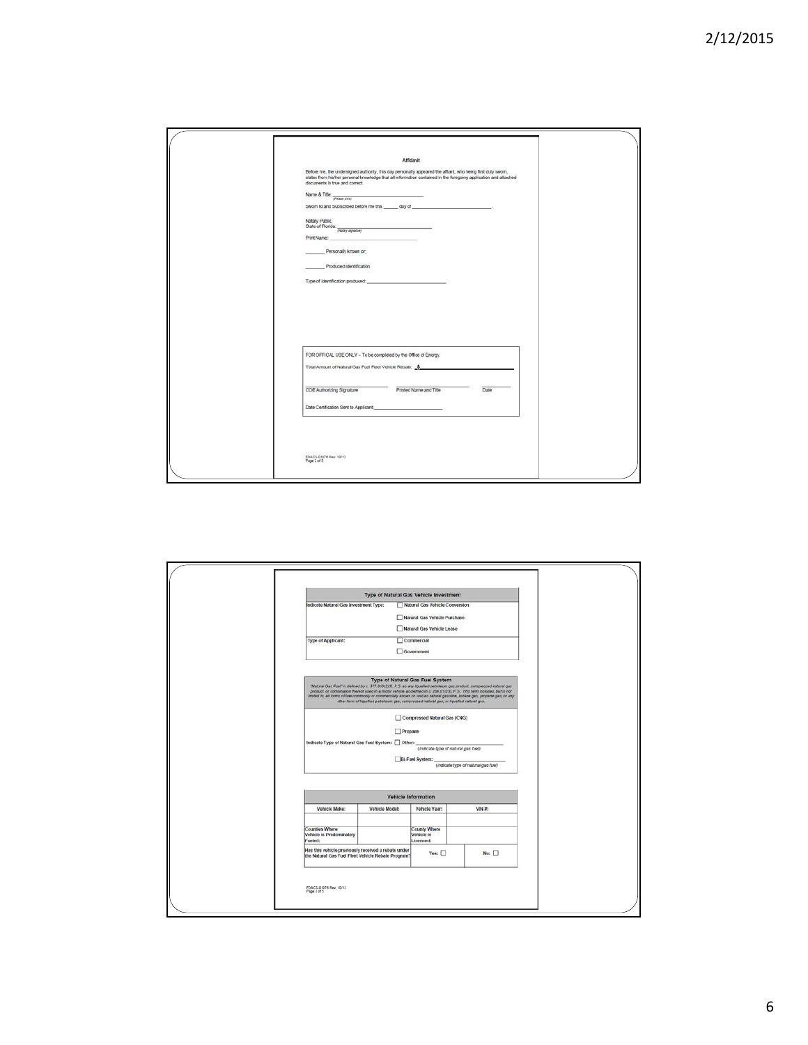## Affidavit

Before me, the undersigned authority, this day personally appeared the affiant, who being first duly sworn, states from his/her personal knowledge that all information contained in the foregoing application and attached documents is true and correct.

Name & Title: ______________________________
(Please print)

Sworn to and Subscribed before me this ______ day of ____________________________.

Notary Public,
State of Florida: ______________________________
(Notary signature)

Print Name: ______________________________

_______ Personally known or;

_______ Produced Identification

Type of Identification produced: ____________________________

FOR OFFICAL USE ONLY – To be completed by the Office of Energy.

Total Amount of Natural Gas Fuel Fleet Vehicle Rebate: $________________________

| COE Authorizing Signature | Printed Name and Title | Date |
|---|---|---|

Date Certification Sent to Applicant: ________________________

FDACS-01976 Rev. 10/13
Page 2 of 5

| Type of Natural Gas Vehicle Investment | |
|---|---|
| Indicate Natural Gas Investment Type: | ☐ Natural Gas Vehicle Conversion<br>☐ Natural Gas Vehicle Purchase<br>☐ Natural Gas Vehicle Lease |
| Type of Applicant: | ☐ Commercial<br>☐ Government |

### Type of Natural Gas Fuel System

*"Natural Gas Fuel" is defined by s. 377.810(2)(f), F.S. as any liquefied petroleum gas product, compressed natural gas product, or combination thereof used in a motor vehicle as defined in s. 206.01(23), F.S. This term includes, but is not limited to, all forms of fuel commonly or commercially known or sold as natural gasoline, butane gas, propane gas, or any other form of liquefied petroleum gas, compressed natural gas, or liquefied natural gas.*

Indicate Type of Natural Gas Fuel System:

☐ Compressed Natural Gas (CNG)

☐ Propane

☐ Other: ______________________________ *(indicate type of natural gas fuel)*

☐ Bi-Fuel System: ______________________________ *(indicate type of natural gas fuel)*

| Vehicle Information | | | | |
|---|---|---|---|---|
| Vehicle Make: | Vehicle Model: | Vehicle Year: | VIN #: | |
| | | | | |
| Counties Where Vehicle is Predominately Fueled: | | County Where Vehicle is Licensed: | | |
| Has this vehicle previously received a rebate under the Natural Gas Fuel Fleet Vehicle Rebate Program? | | Yes: ☐ | No: ☐ | |

FDACS-01976 Rev. 10/13
Page 3 of 5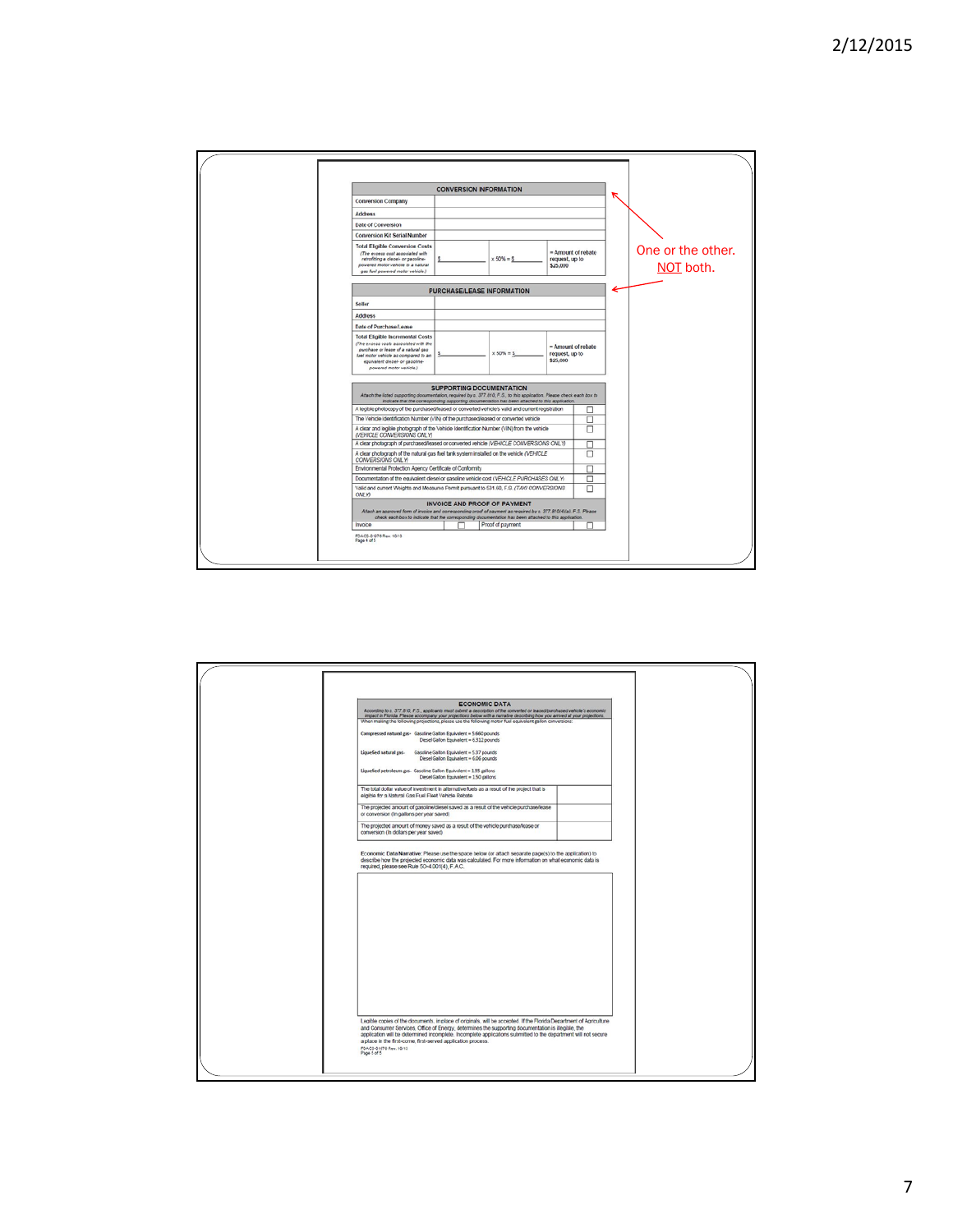## CONVERSION INFORMATION

| | | | |
|---|---|---|---|
| Conversion Company | | | |
| Address | | | |
| Date of Conversion | | | |
| Conversion Kit Serial Number | | | |
| Total Eligible Conversion Costs (The excess cost associated with retrofitting a diesel- or gasoline-powered motor vehicle to a natural gas fuel powered motor vehicle.) | $ | x 50% = $ | = Amount of rebate request, up to $25,000 |

One or the other. NOT both.

## PURCHASE/LEASE INFORMATION

| | | | |
|---|---|---|---|
| Seller | | | |
| Address | | | |
| Date of Purchase/Lease | | | |
| Total Eligible Incremental Costs (The excess costs associated with the purchase or lease of a natural gas fuel motor vehicle as compared to an equivalent diesel- or gasoline-powered motor vehicle.) | $ | x 50% = $ | = Amount of rebate request, up to $25,000 |

## SUPPORTING DOCUMENTATION

*Attach the listed supporting documentation, required by s. 377.810, F.S., to this application. Please check each box to indicate that the corresponding supporting documentation has been attached to this application.*

| | |
|---|---|
| A legible photocopy of the purchased/leased or converted vehicle's valid and current registration | ☐ |
| The Vehicle Identification Number (VIN) of the purchased/leased or converted vehicle | ☐ |
| A clear and legible photograph of the Vehicle Identification Number (VIN) from the vehicle (VEHICLE CONVERSIONS ONLY) | ☐ |
| A clear photograph of purchased/leased or converted vehicle (VEHICLE CONVERSIONS ONLY) | ☐ |
| A clear photograph of the natural gas fuel tank system installed on the vehicle (VEHICLE CONVERSIONS ONLY) | ☐ |
| Environmental Protection Agency Certificate of Conformity | ☐ |
| Documentation of the equivalent diesel or gasoline vehicle cost (VEHICLE PURCHASES ONLY) | ☐ |
| Valid and current Weights and Measures Permit pursuant to 531.60, F.S. (TAXI CONVERSIONS ONLY) | ☐ |

## INVOICE AND PROOF OF PAYMENT

*Attach an approved form of invoice and corresponding proof of payment as required by s. 377.810(4)(a), F.S. Please check each box to indicate that the corresponding documentation has been attached to this application.*

| | | | |
|---|---|---|---|
| Invoice | ☐ | Proof of payment | ☐ |

FDACS-01076 Rev. 10/13
Page 4 of 5

## ECONOMIC DATA

*According to s. 377.810, F.S., applicants must submit a description of the converted or leased/purchased vehicle's economic impact in Florida. Please accompany your projections below with a narrative describing how you arrived at your projections.*

When making the following projections, please use the following motor fuel equivalent gallon conversions:

- Compressed natural gas - Gasoline Gallon Equivalent = 5.660 pounds; Diesel Gallon Equivalent = 6.312 pounds
- Liquefied natural gas - Gasoline Gallon Equivalent = 5.37 pounds; Diesel Gallon Equivalent = 6.06 pounds
- Liquefied petroleum gas - Gasoline Gallon Equivalent = 1.35 gallons; Diesel Gallon Equivalent = 1.50 gallons

| | |
|---|---|
| The total dollar value of investment in alternative fuels as a result of the project that is eligible for a Natural Gas Fuel Fleet Vehicle Rebate | |
| The projected amount of gasoline/diesel saved as a result of the vehicle purchase/lease or conversion (In gallons per year saved) | |
| The projected amount of money saved as a result of the vehicle purchase/lease or conversion (In dollars per year saved) | |

Economic Data Narrative: Please use the space below (or attach separate page(s) to the application) to describe how the projected economic data was calculated. For more information on what economic data is required, please see Rule 5O-4.001(4), F.A.C.

Legible copies of the documents, in place of originals, will be accepted. If the Florida Department of Agriculture and Consumer Services, Office of Energy, determines the supporting documentation is illegible, the application will be determined incomplete. Incomplete applications submitted to the department will not secure a place in the first-come, first-served application process.

FDACS-01076 Rev. 10/13
Page 5 of 5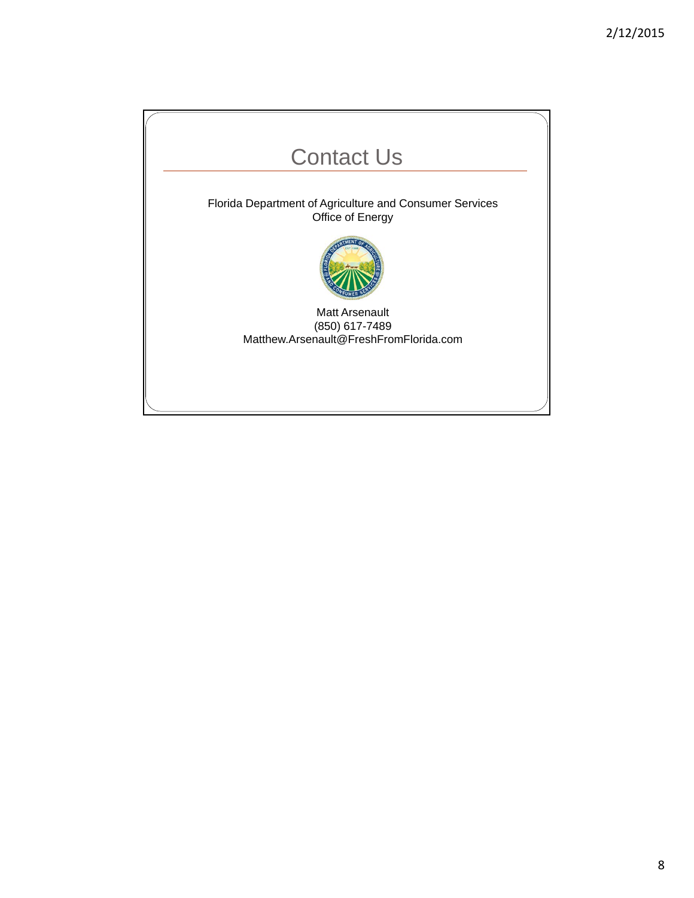# Contact Us

Florida Department of Agriculture and Consumer Services
Office of Energy

Matt Arsenault
(850) 617-7489
Matthew.Arsenault@FreshFromFlorida.com